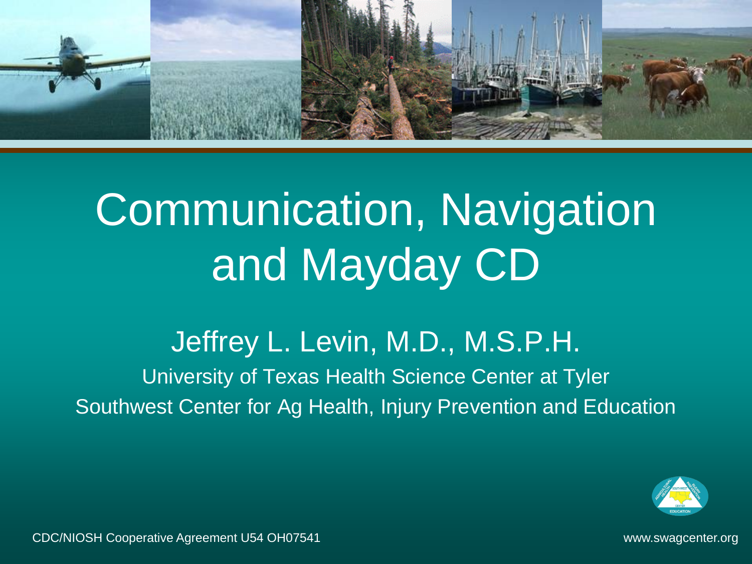# Communication, Navigation and Mayday CD

Jeffrey L. Levin, M.D., M.S.P.H.

University of Texas Health Science Center at Tyler

Southwest Center for Ag Health, Injury Prevention and Education

CDC/NIOSH Cooperative Agreement U54 OH07541

www.swagcenter.org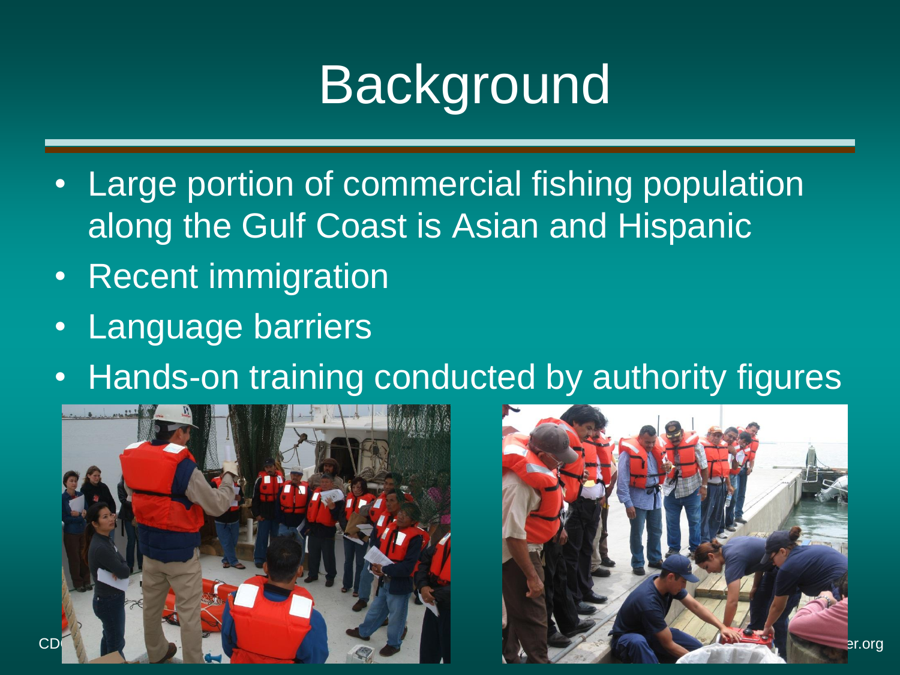# Background

- Large portion of commercial fishing population along the Gulf Coast is Asian and Hispanic
- Recent immigration
- Language barriers
- Hands-on training conducted by authority figures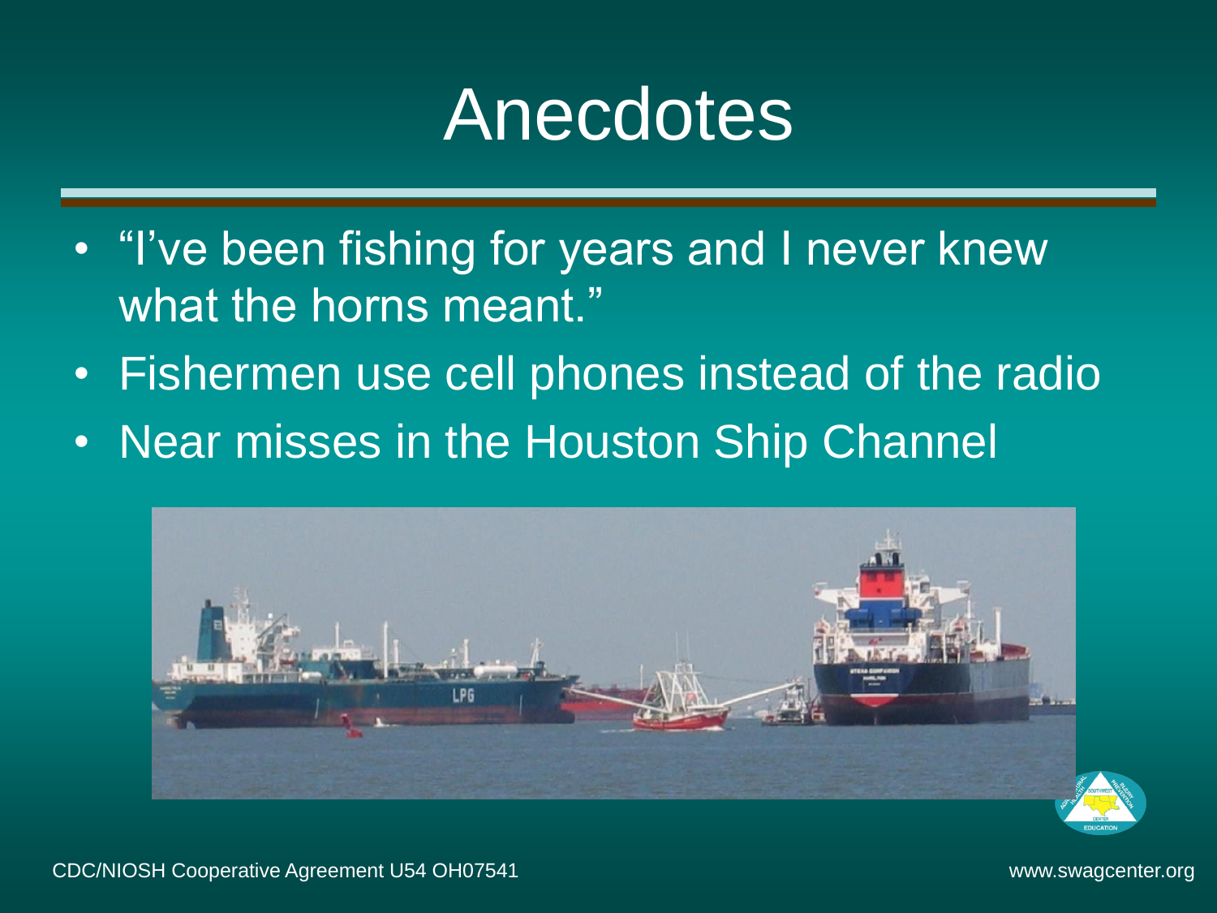# Anecdotes

- "I've been fishing for years and I never knew what the horns meant."
- Fishermen use cell phones instead of the radio
- Near misses in the Houston Ship Channel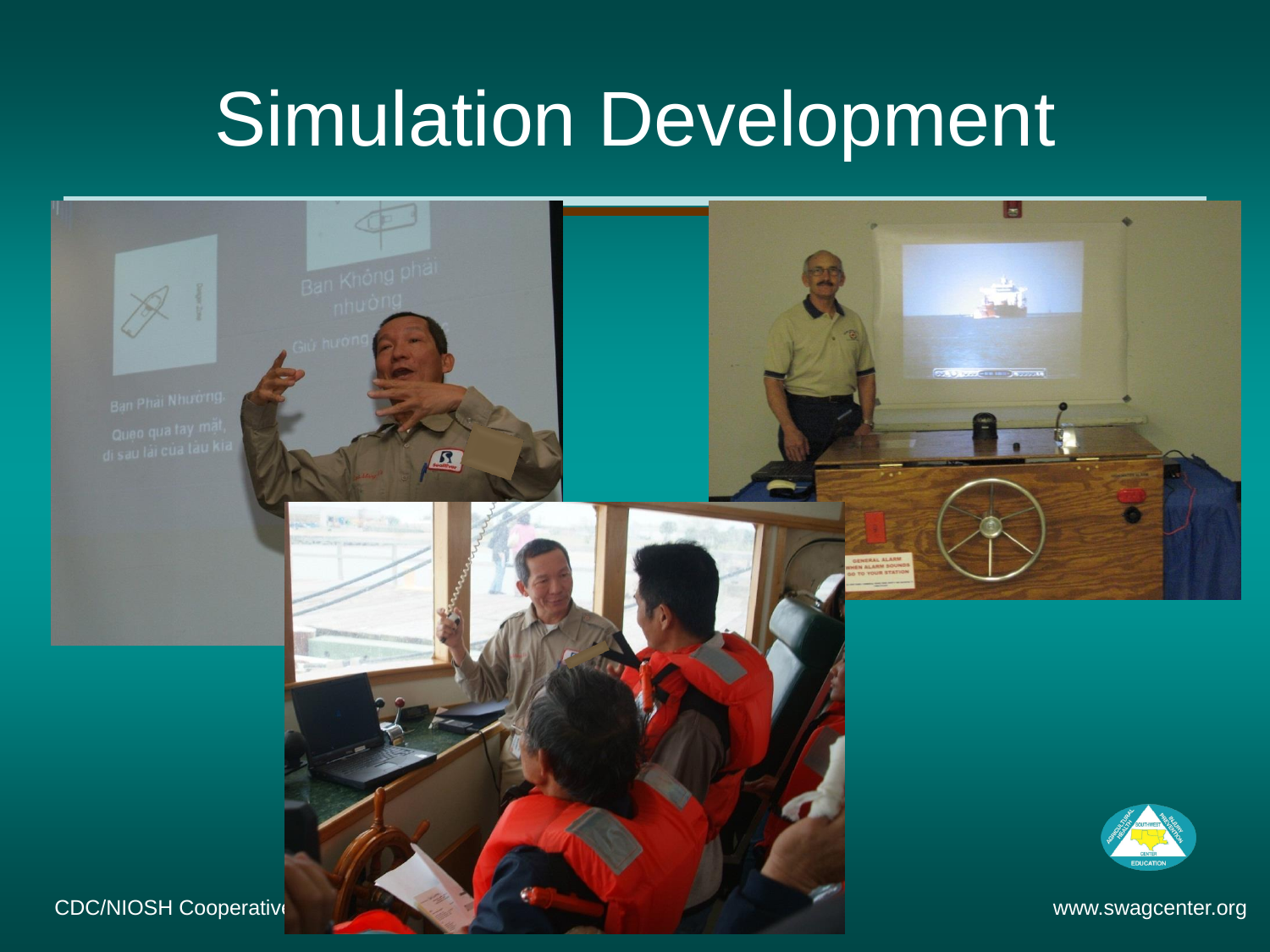# Simulation Development

CDC/NIOSH Cooperative

www.swagcenter.org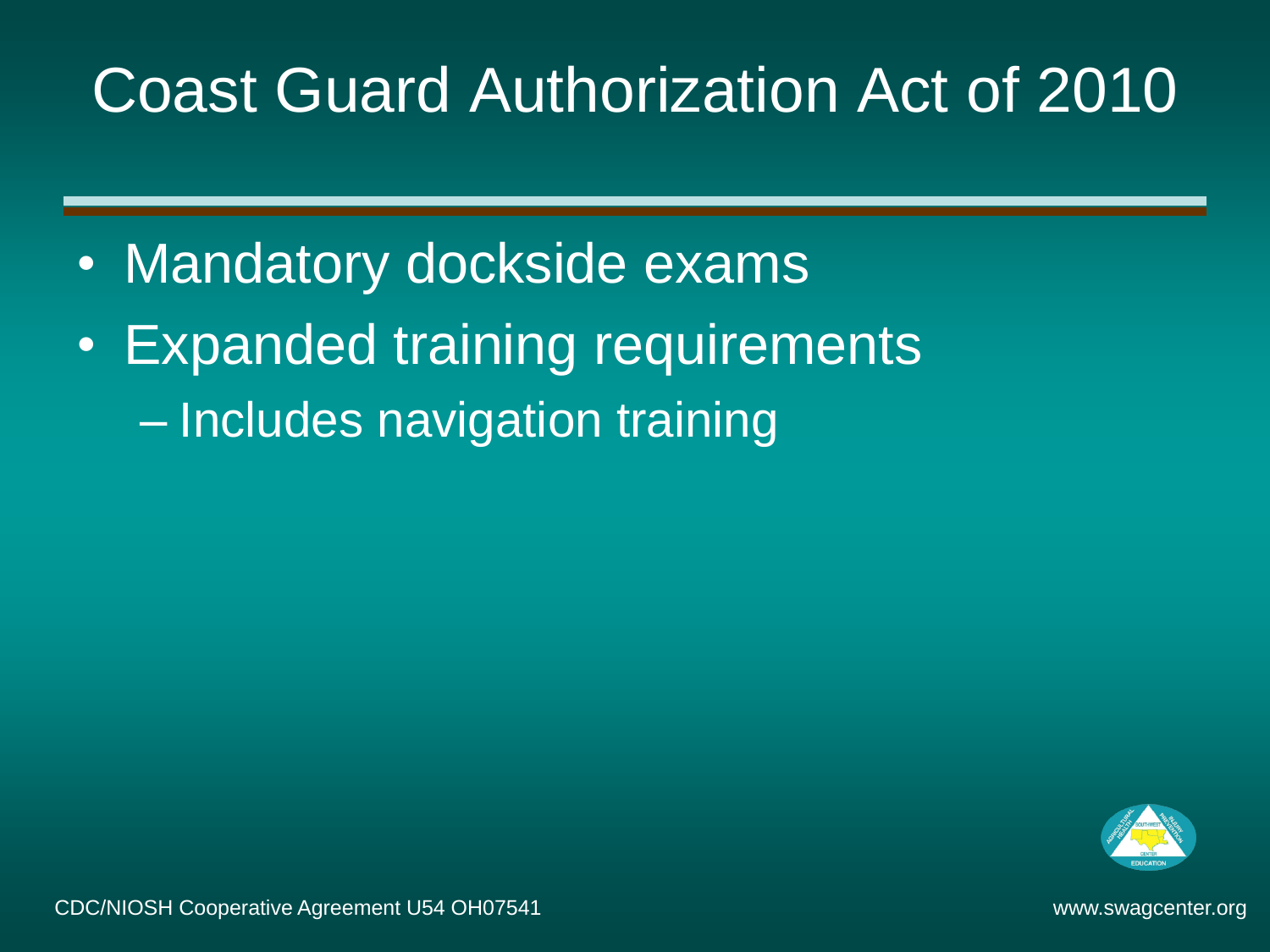# Coast Guard Authorization Act of 2010

- Mandatory dockside exams
- Expanded training requirements
  - Includes navigation training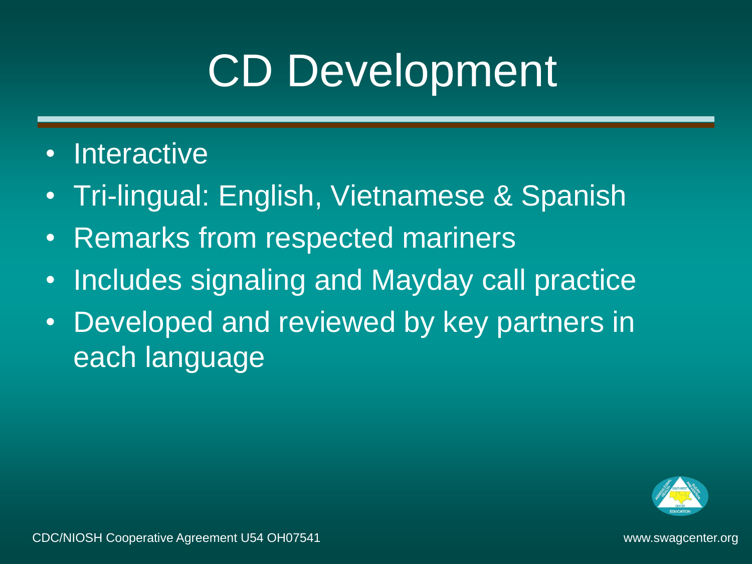# CD Development

- Interactive
- Tri-lingual: English, Vietnamese & Spanish
- Remarks from respected mariners
- Includes signaling and Mayday call practice
- Developed and reviewed by key partners in each language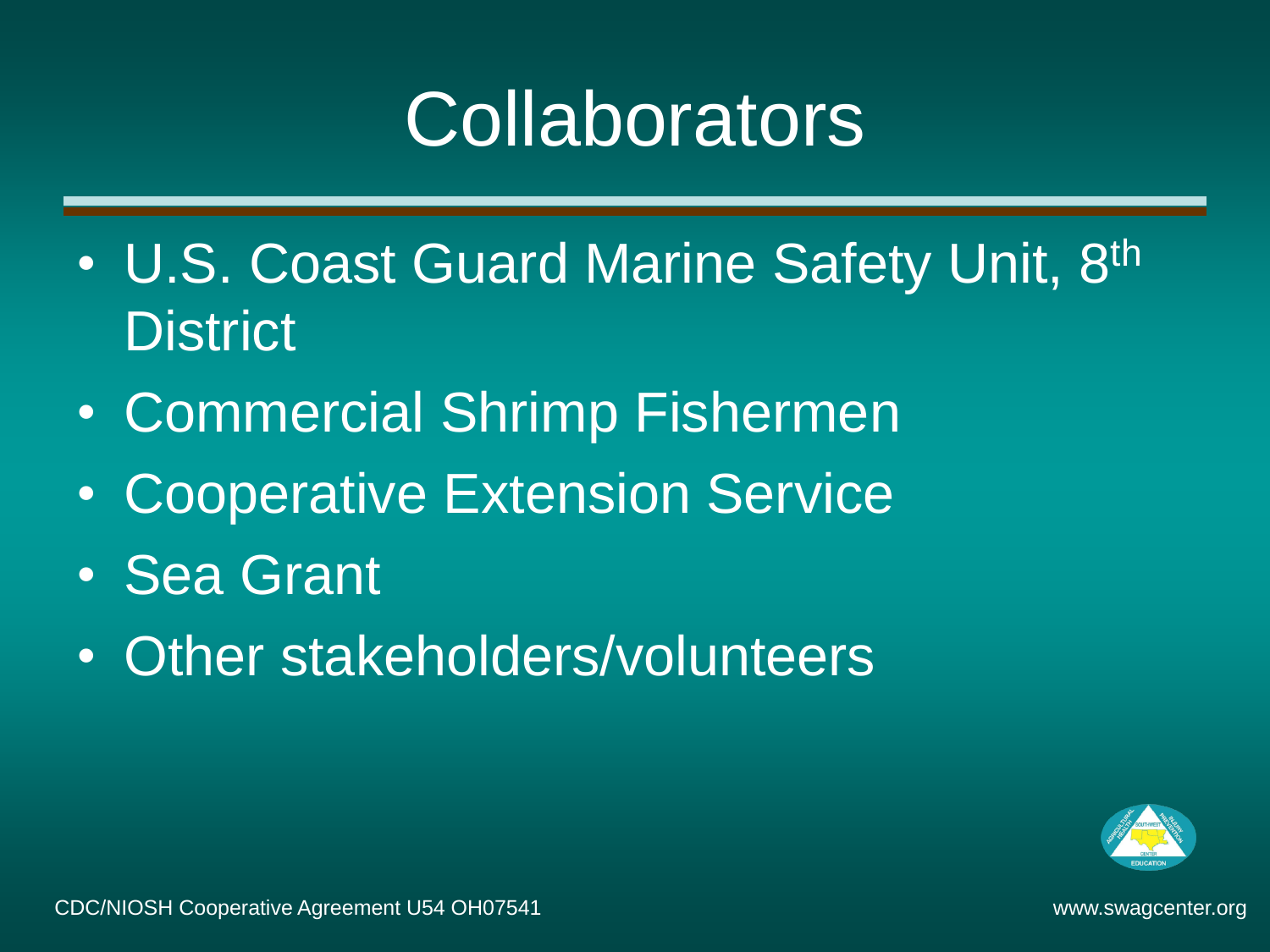# Collaborators

- U.S. Coast Guard Marine Safety Unit, 8th District
- Commercial Shrimp Fishermen
- Cooperative Extension Service
- Sea Grant
- Other stakeholders/volunteers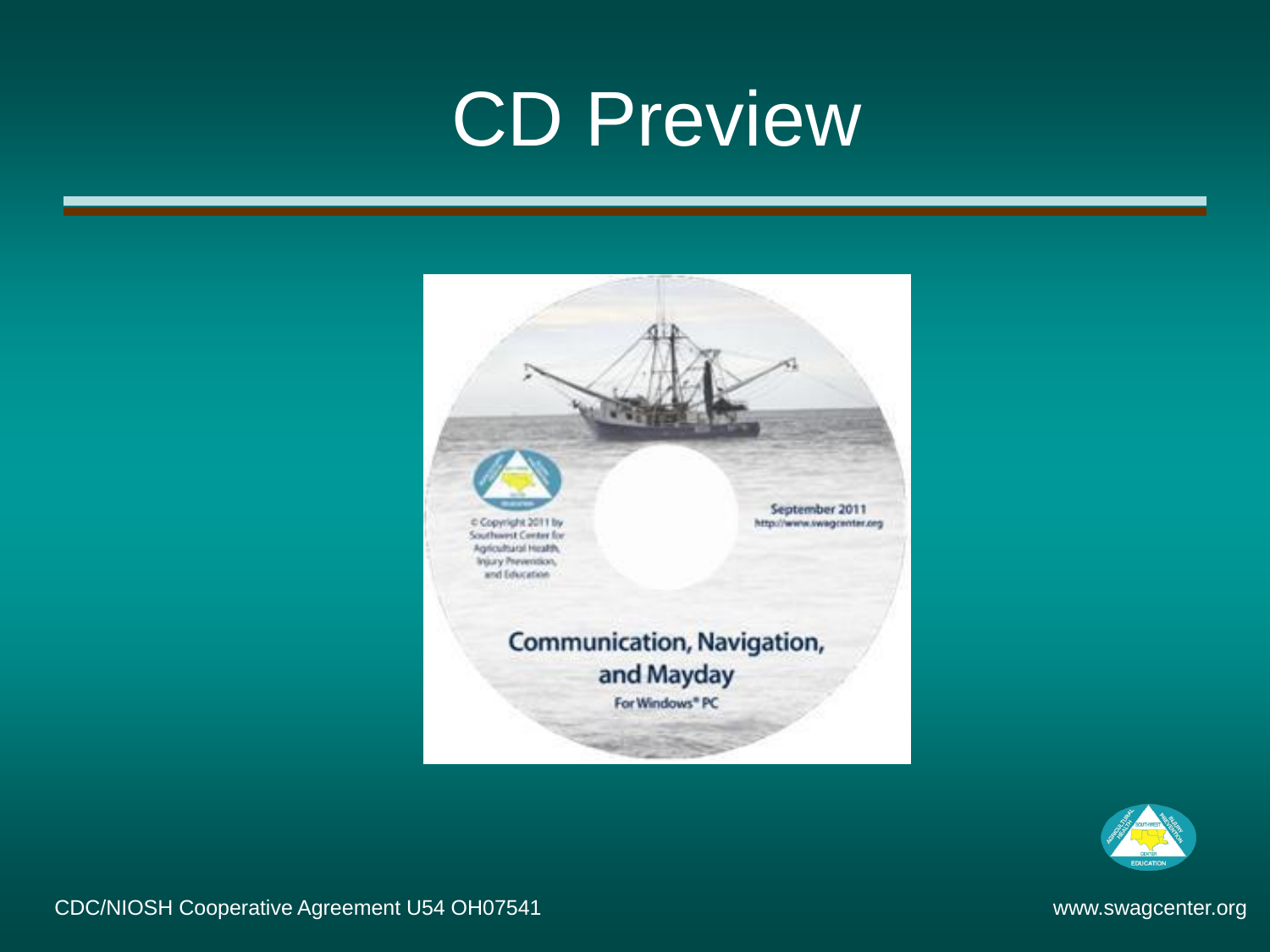# CD Preview

© Copyright 2011 by Southwest Center for Agricultural Health, Injury Prevention, and Education

September 2011
http://www.swagcenter.org

Communication, Navigation, and Mayday

For Windows® PC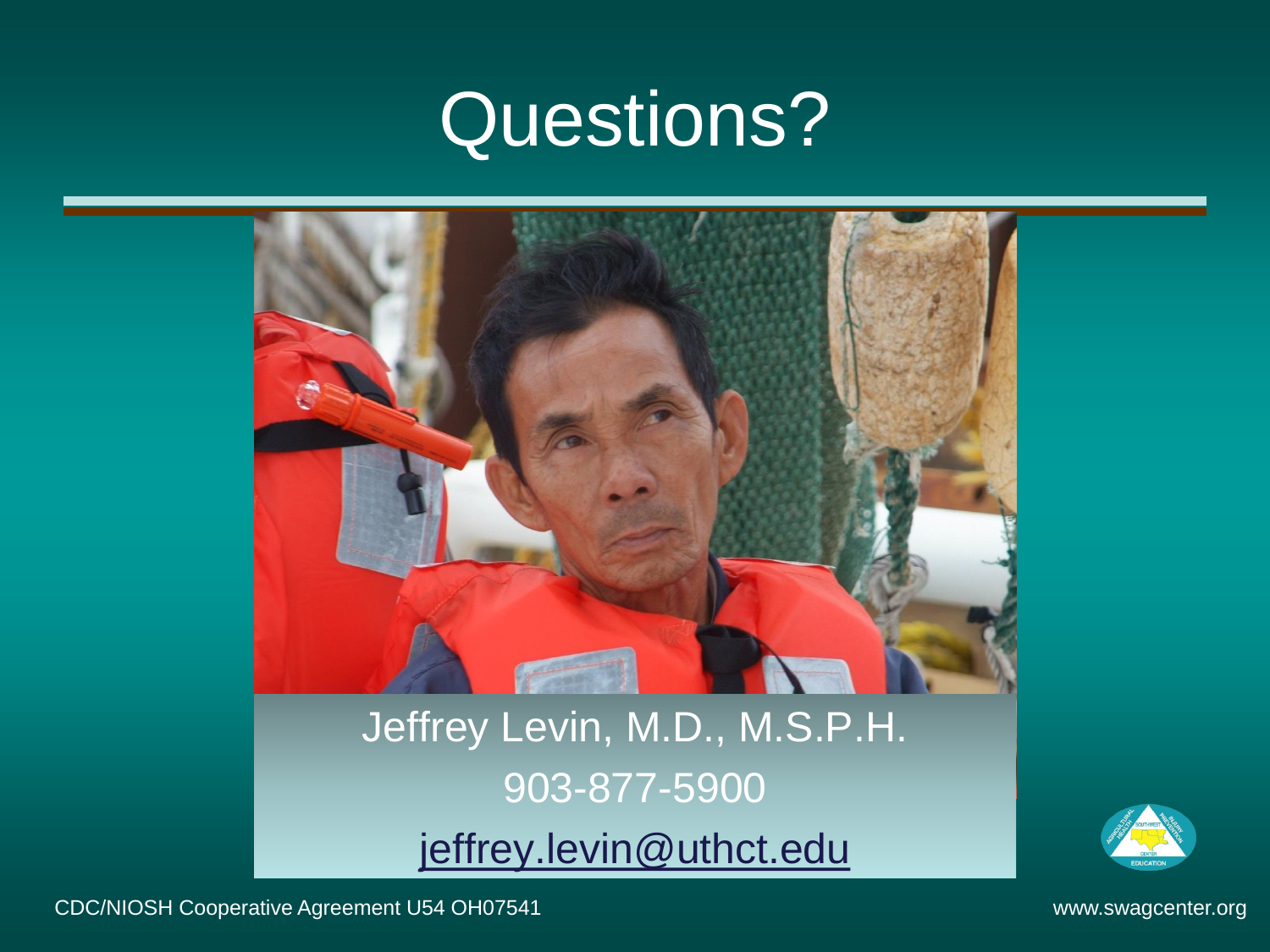# Questions?

Jeffrey Levin, M.D., M.S.P.H.

903-877-5900

jeffrey.levin@uthct.edu

CDC/NIOSH Cooperative Agreement U54 OH07541

www.swagcenter.org